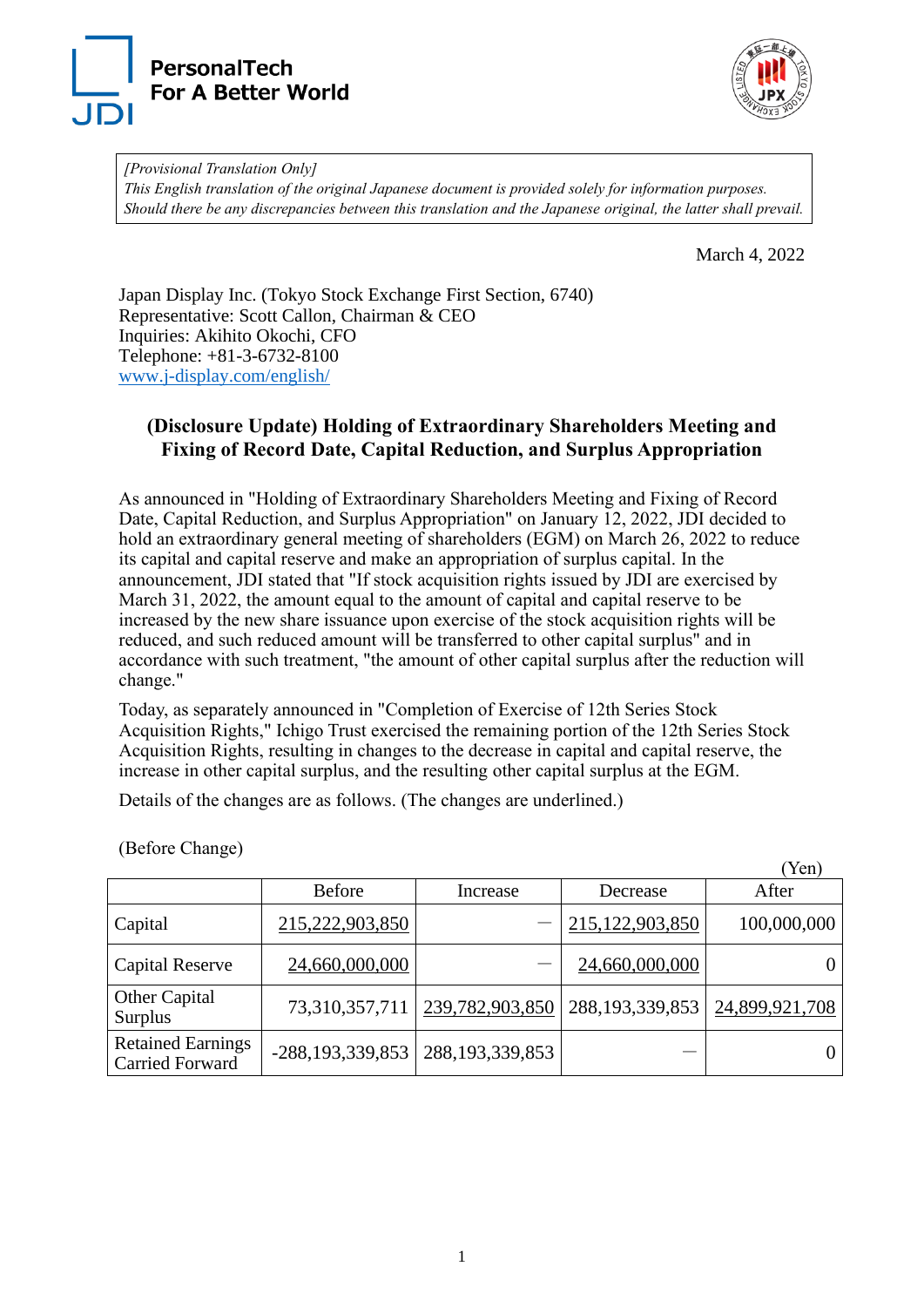[Provisional Translation Only]
*This English translation of the original Japanese document is provided solely for information purposes. Should there be any discrepancies between this translation and the Japanese original, the latter shall prevail.*

March 4, 2022

Japan Display Inc. (Tokyo Stock Exchange First Section, 6740)
Representative: Scott Callon, Chairman & CEO
Inquiries: Akihito Okochi, CFO
Telephone: +81-3-6732-8100
www.j-display.com/english/

# (Disclosure Update) Holding of Extraordinary Shareholders Meeting and Fixing of Record Date, Capital Reduction, and Surplus Appropriation

As announced in "Holding of Extraordinary Shareholders Meeting and Fixing of Record Date, Capital Reduction, and Surplus Appropriation" on January 12, 2022, JDI decided to hold an extraordinary general meeting of shareholders (EGM) on March 26, 2022 to reduce its capital and capital reserve and make an appropriation of surplus capital. In the announcement, JDI stated that "If stock acquisition rights issued by JDI are exercised by March 31, 2022, the amount equal to the amount of capital and capital reserve to be increased by the new share issuance upon exercise of the stock acquisition rights will be reduced, and such reduced amount will be transferred to other capital surplus" and in accordance with such treatment, "the amount of other capital surplus after the reduction will change."

Today, as separately announced in "Completion of Exercise of 12th Series Stock Acquisition Rights," Ichigo Trust exercised the remaining portion of the 12th Series Stock Acquisition Rights, resulting in changes to the decrease in capital and capital reserve, the increase in other capital surplus, and the resulting other capital surplus at the EGM.

Details of the changes are as follows. (The changes are underlined.)

(Before Change)

(Yen)

| | Before | Increase | Decrease | After |
|---|---|---|---|---|
| Capital | <u>215,222,903,850</u> | — | <u>215,122,903,850</u> | 100,000,000 |
| Capital Reserve | <u>24,660,000,000</u> | — | <u>24,660,000,000</u> | 0 |
| Other Capital Surplus | 73,310,357,711 | <u>239,782,903,850</u> | 288,193,339,853 | <u>24,899,921,708</u> |
| Retained Earnings Carried Forward | -288,193,339,853 | 288,193,339,853 | — | 0 |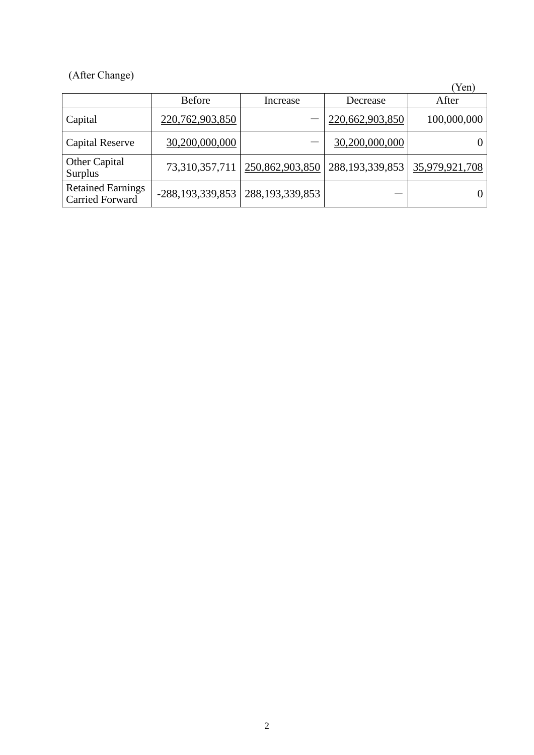(After Change)

(Yen)

| | Before | Increase | Decrease | After |
|---|---|---|---|---|
| Capital | 220,762,903,850 | — | 220,662,903,850 | 100,000,000 |
| Capital Reserve | 30,200,000,000 | — | 30,200,000,000 | 0 |
| Other Capital Surplus | 73,310,357,711 | 250,862,903,850 | 288,193,339,853 | 35,979,921,708 |
| Retained Earnings Carried Forward | -288,193,339,853 | 288,193,339,853 | — | 0 |